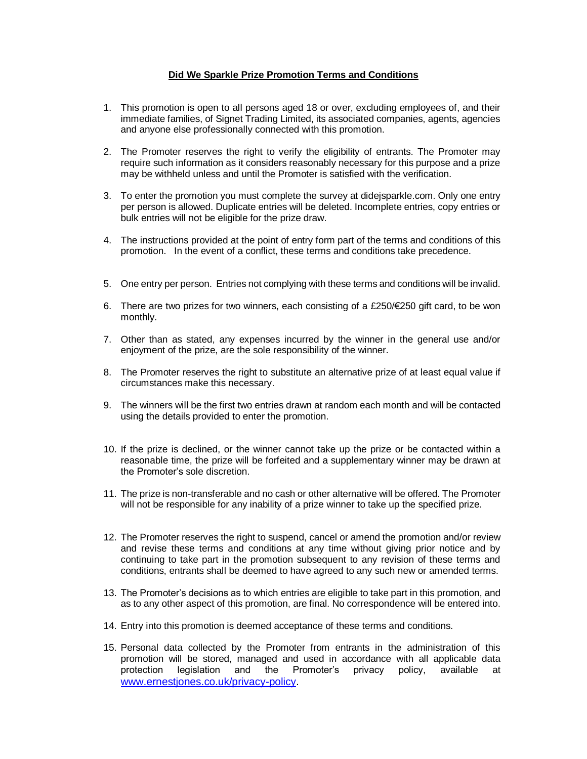**Did We Sparkle Prize Promotion Terms and Conditions**

1. This promotion is open to all persons aged 18 or over, excluding employees of, and their immediate families, of Signet Trading Limited, its associated companies, agents, agencies and anyone else professionally connected with this promotion.

2. The Promoter reserves the right to verify the eligibility of entrants. The Promoter may require such information as it considers reasonably necessary for this purpose and a prize may be withheld unless and until the Promoter is satisfied with the verification.

3. To enter the promotion you must complete the survey at didejsparkle.com. Only one entry per person is allowed. Duplicate entries will be deleted. Incomplete entries, copy entries or bulk entries will not be eligible for the prize draw.

4. The instructions provided at the point of entry form part of the terms and conditions of this promotion. In the event of a conflict, these terms and conditions take precedence.

5. One entry per person. Entries not complying with these terms and conditions will be invalid.

6. There are two prizes for two winners, each consisting of a £250/€250 gift card, to be won monthly.

7. Other than as stated, any expenses incurred by the winner in the general use and/or enjoyment of the prize, are the sole responsibility of the winner.

8. The Promoter reserves the right to substitute an alternative prize of at least equal value if circumstances make this necessary.

9. The winners will be the first two entries drawn at random each month and will be contacted using the details provided to enter the promotion.

10. If the prize is declined, or the winner cannot take up the prize or be contacted within a reasonable time, the prize will be forfeited and a supplementary winner may be drawn at the Promoter's sole discretion.

11. The prize is non-transferable and no cash or other alternative will be offered. The Promoter will not be responsible for any inability of a prize winner to take up the specified prize.

12. The Promoter reserves the right to suspend, cancel or amend the promotion and/or review and revise these terms and conditions at any time without giving prior notice and by continuing to take part in the promotion subsequent to any revision of these terms and conditions, entrants shall be deemed to have agreed to any such new or amended terms.

13. The Promoter's decisions as to which entries are eligible to take part in this promotion, and as to any other aspect of this promotion, are final. No correspondence will be entered into.

14. Entry into this promotion is deemed acceptance of these terms and conditions.

15. Personal data collected by the Promoter from entrants in the administration of this promotion will be stored, managed and used in accordance with all applicable data protection legislation and the Promoter's privacy policy, available at [www.ernestjones.co.uk/privacy-policy](http://www.ernestjones.co.uk/privacy-policy).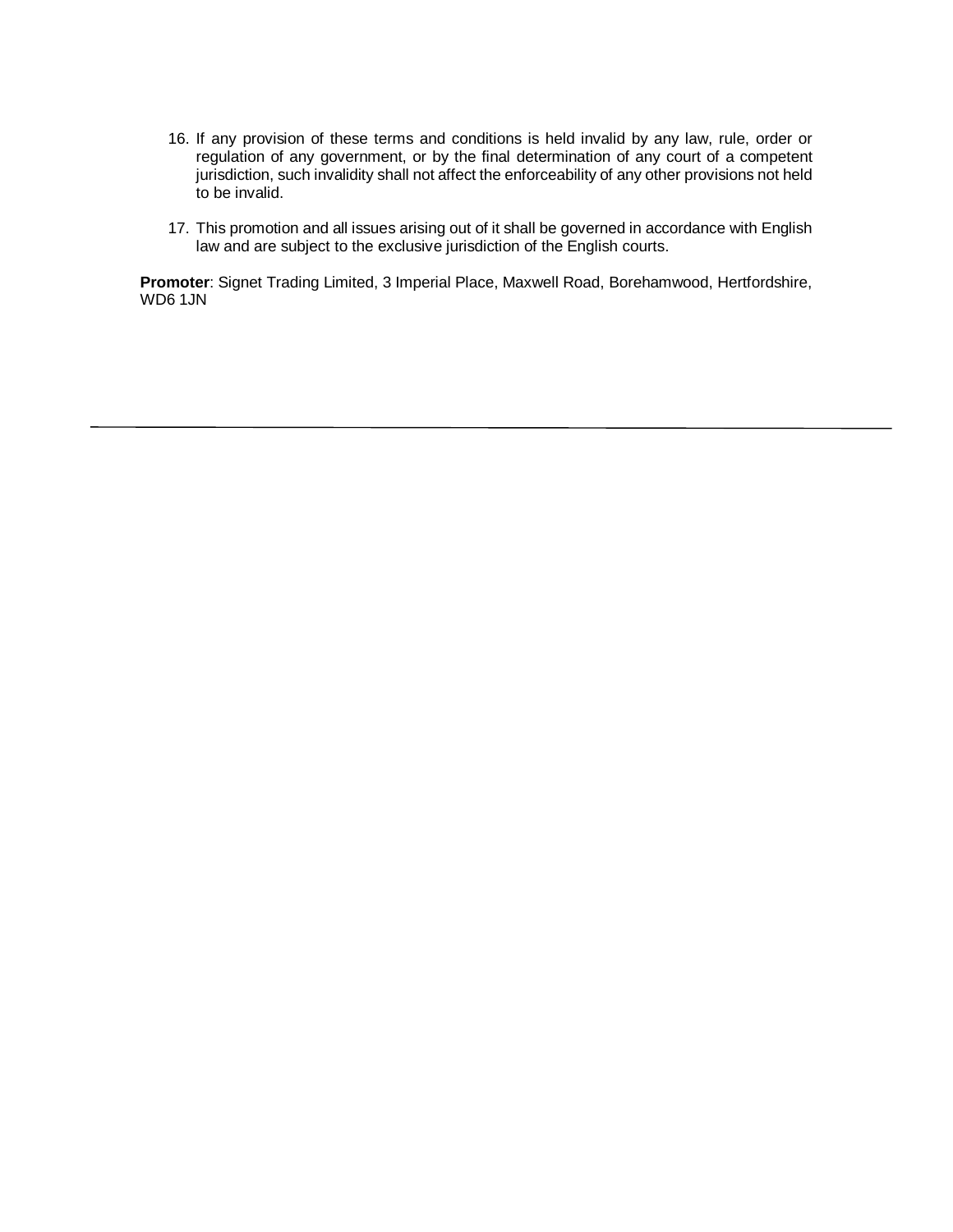16. If any provision of these terms and conditions is held invalid by any law, rule, order or regulation of any government, or by the final determination of any court of a competent jurisdiction, such invalidity shall not affect the enforceability of any other provisions not held to be invalid.

17. This promotion and all issues arising out of it shall be governed in accordance with English law and are subject to the exclusive jurisdiction of the English courts.

**Promoter**: Signet Trading Limited, 3 Imperial Place, Maxwell Road, Borehamwood, Hertfordshire, WD6 1JN

---